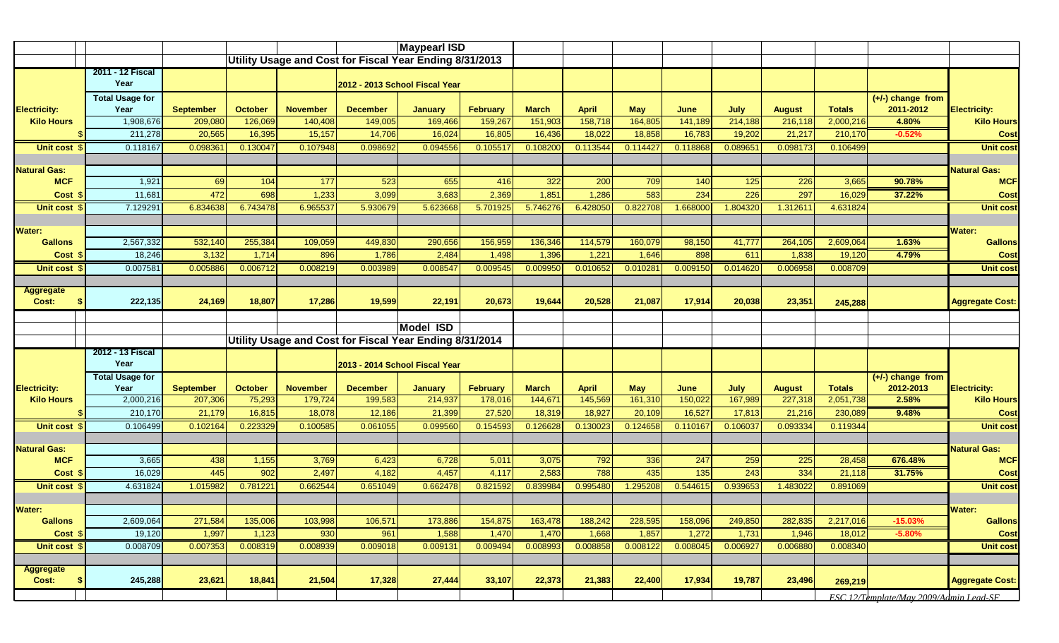# Maypearl ISD

## Utility Usage and Cost for Fiscal Year Ending 8/31/2013

| | 2011 - 12 Fiscal Year | 2012 - 2013 School Fiscal Year | | | | | | | | | | | | | | |
|---|---|---|---|---|---|---|---|---|---|---|---|---|---|---|---|---|
| **Electricity:** | **Total Usage for Year** | **September** | **October** | **November** | **December** | **January** | **February** | **March** | **April** | **May** | **June** | **July** | **August** | **Totals** | **(+/-) change from 2011-2012** | **Electricity:** |
| **Kilo Hours** | 1,908,676 | 209,080 | 126,069 | 140,408 | 149,005 | 169,466 | 159,267 | 151,903 | 158,718 | 164,805 | 141,189 | 214,188 | 216,118 | 2,000,216 | **4.80%** | **Kilo Hours** |
| $ | 211,278 | 20,565 | 16,395 | 15,157 | 14,706 | 16,024 | 16,805 | 16,436 | 18,022 | 18,858 | 16,783 | 19,202 | 21,217 | 210,170 | **-0.52%** | **Cost** |
| **Unit cost $** | 0.118167 | 0.098361 | 0.130047 | 0.107948 | 0.098692 | 0.094556 | 0.105517 | 0.108200 | 0.113544 | 0.114427 | 0.118868 | 0.089651 | 0.098173 | 0.106499 | | **Unit cost** |
| **Natural Gas:** | | | | | | | | | | | | | | | | **Natural Gas:** |
| **MCF** | 1,921 | 69 | 104 | 177 | 523 | 655 | 416 | 322 | 200 | 709 | 140 | 125 | 226 | 3,665 | **90.78%** | **MCF** |
| **Cost $** | 11,681 | 472 | 698 | 1,233 | 3,099 | 3,683 | 2,369 | 1,851 | 1,286 | 583 | 234 | 226 | 297 | 16,029 | **37.22%** | **Cost** |
| **Unit cost $** | 7.129291 | 6.834638 | 6.743478 | 6.965537 | 5.930679 | 5.623668 | 5.701925 | 5.746276 | 6.428050 | 0.822708 | 1.668000 | 1.804320 | 1.312611 | 4.631824 | | **Unit cost** |
| **Water:** | | | | | | | | | | | | | | | | **Water:** |
| **Gallons** | 2,567,332 | 532,140 | 255,384 | 109,059 | 449,830 | 290,656 | 156,959 | 136,346 | 114,579 | 160,079 | 98,150 | 41,777 | 264,105 | 2,609,064 | **1.63%** | **Gallons** |
| **Cost $** | 18,246 | 3,132 | 1,714 | 896 | 1,786 | 2,484 | 1,498 | 1,396 | 1,221 | 1,646 | 898 | 611 | 1,838 | 19,120 | **4.79%** | **Cost** |
| **Unit cost $** | 0.007581 | 0.005886 | 0.006712 | 0.008219 | 0.003989 | 0.008547 | 0.009545 | 0.009950 | 0.010652 | 0.010281 | 0.009150 | 0.014620 | 0.006958 | 0.008709 | | **Unit cost** |
| **Aggregate Cost: $** | **222,135** | **24,169** | **18,807** | **17,286** | **19,599** | **22,191** | **20,673** | **19,644** | **20,528** | **21,087** | **17,914** | **20,038** | **23,351** | **245,288** | | **Aggregate Cost:** |

# Model ISD

## Utility Usage and Cost for Fiscal Year Ending 8/31/2014

| | 2012 - 13 Fiscal Year | 2013 - 2014 School Fiscal Year | | | | | | | | | | | | | | |
|---|---|---|---|---|---|---|---|---|---|---|---|---|---|---|---|---|
| **Electricity:** | **Total Usage for Year** | **September** | **October** | **November** | **December** | **January** | **February** | **March** | **April** | **May** | **June** | **July** | **August** | **Totals** | **(+/-) change from 2012-2013** | **Electricity:** |
| **Kilo Hours** | 2,000,216 | 207,306 | 75,293 | 179,724 | 199,583 | 214,937 | 178,016 | 144,671 | 145,569 | 161,310 | 150,022 | 167,989 | 227,318 | 2,051,738 | **2.58%** | **Kilo Hours** |
| $ | 210,170 | 21,179 | 16,815 | 18,078 | 12,186 | 21,399 | 27,520 | 18,319 | 18,927 | 20,109 | 16,527 | 17,813 | 21,216 | 230,089 | **9.48%** | **Cost** |
| **Unit cost $** | 0.106499 | 0.102164 | 0.223329 | 0.100585 | 0.061055 | 0.099560 | 0.154593 | 0.126628 | 0.130023 | 0.124658 | 0.110167 | 0.106037 | 0.093334 | 0.119344 | | **Unit cost** |
| **Natural Gas:** | | | | | | | | | | | | | | | | **Natural Gas:** |
| **MCF** | 3,665 | 438 | 1,155 | 3,769 | 6,423 | 6,728 | 5,011 | 3,075 | 792 | 336 | 247 | 259 | 225 | 28,458 | **676.48%** | **MCF** |
| **Cost $** | 16,029 | 445 | 902 | 2,497 | 4,182 | 4,457 | 4,117 | 2,583 | 788 | 435 | 135 | 243 | 334 | 21,118 | **31.75%** | **Cost** |
| **Unit cost $** | 4.631824 | 1.015982 | 0.781221 | 0.662544 | 0.651049 | 0.662478 | 0.821592 | 0.839984 | 0.995480 | 1.295208 | 0.544615 | 0.939653 | 1.483022 | 0.891069 | | **Unit cost** |
| **Water:** | | | | | | | | | | | | | | | | **Water:** |
| **Gallons** | 2,609,064 | 271,584 | 135,006 | 103,998 | 106,571 | 173,886 | 154,875 | 163,478 | 188,242 | 228,595 | 158,096 | 249,850 | 282,835 | 2,217,016 | **-15.03%** | **Gallons** |
| **Cost $** | 19,120 | 1,997 | 1,123 | 930 | 961 | 1,588 | 1,470 | 1,470 | 1,668 | 1,857 | 1,272 | 1,731 | 1,946 | 18,012 | **-5.80%** | **Cost** |
| **Unit cost $** | 0.008709 | 0.007353 | 0.008319 | 0.008939 | 0.009018 | 0.009131 | 0.009494 | 0.008993 | 0.008858 | 0.008122 | 0.008045 | 0.006927 | 0.006880 | 0.008340 | | **Unit cost** |
| **Aggregate Cost: $** | **245,288** | **23,621** | **18,841** | **21,504** | **17,328** | **27,444** | **33,107** | **22,373** | **21,383** | **22,400** | **17,934** | **19,787** | **23,496** | **269,219** | | **Aggregate Cost:** |

*ESC 12/Template/May 2009/Admin Lead-SF*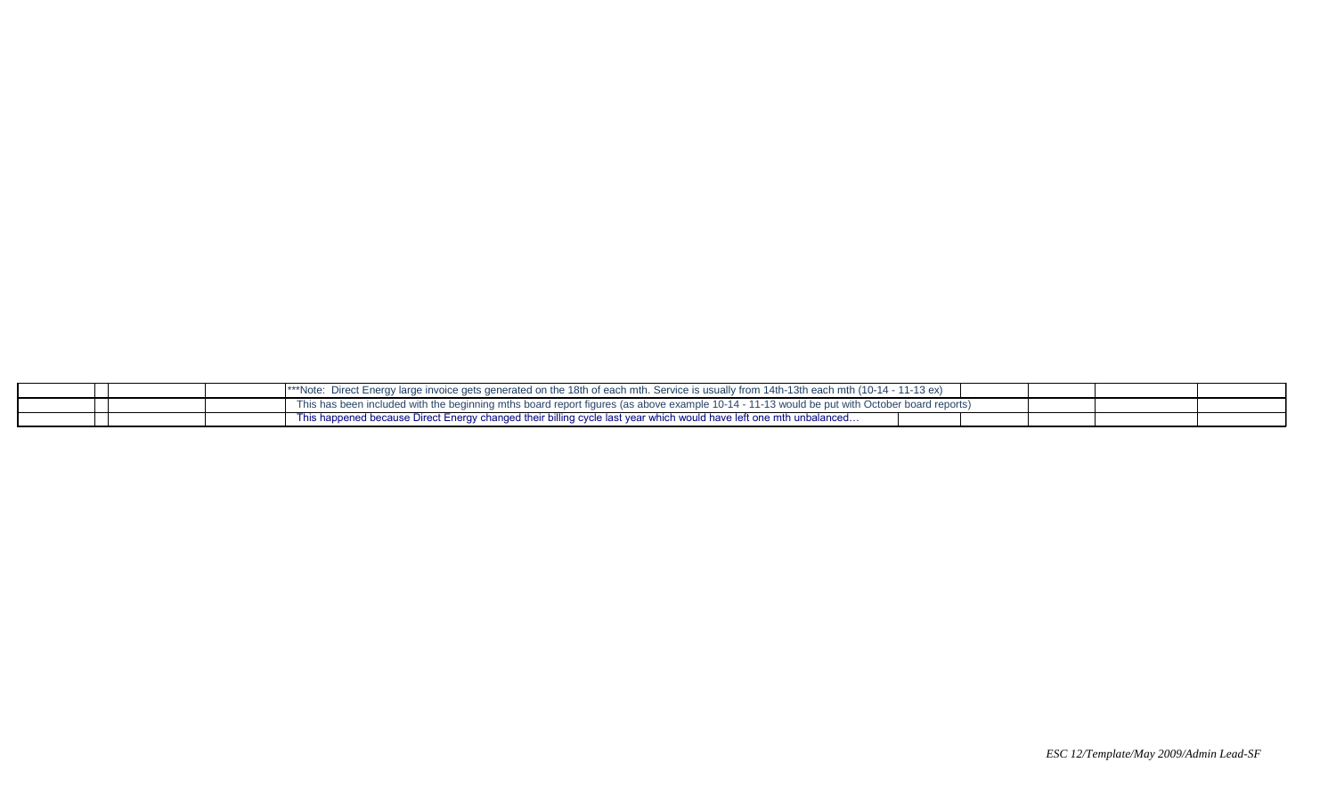| | | | | | | | | |
|---|---|---|---|---|---|---|---|---|
| | | | | ***Note: Direct Energy large invoice gets generated on the 18th of each mth. Service is usually from 14th-13th each mth (10-14 - 11-13 ex) | | | | |
| | | | | This has been included with the beginning mths board report figures (as above example 10-14 - 11-13 would be put with October board reports) | | | | |
| | | | | This happened because Direct Energy changed their billing cycle last year which would have left one mth unbalanced… | | | | |